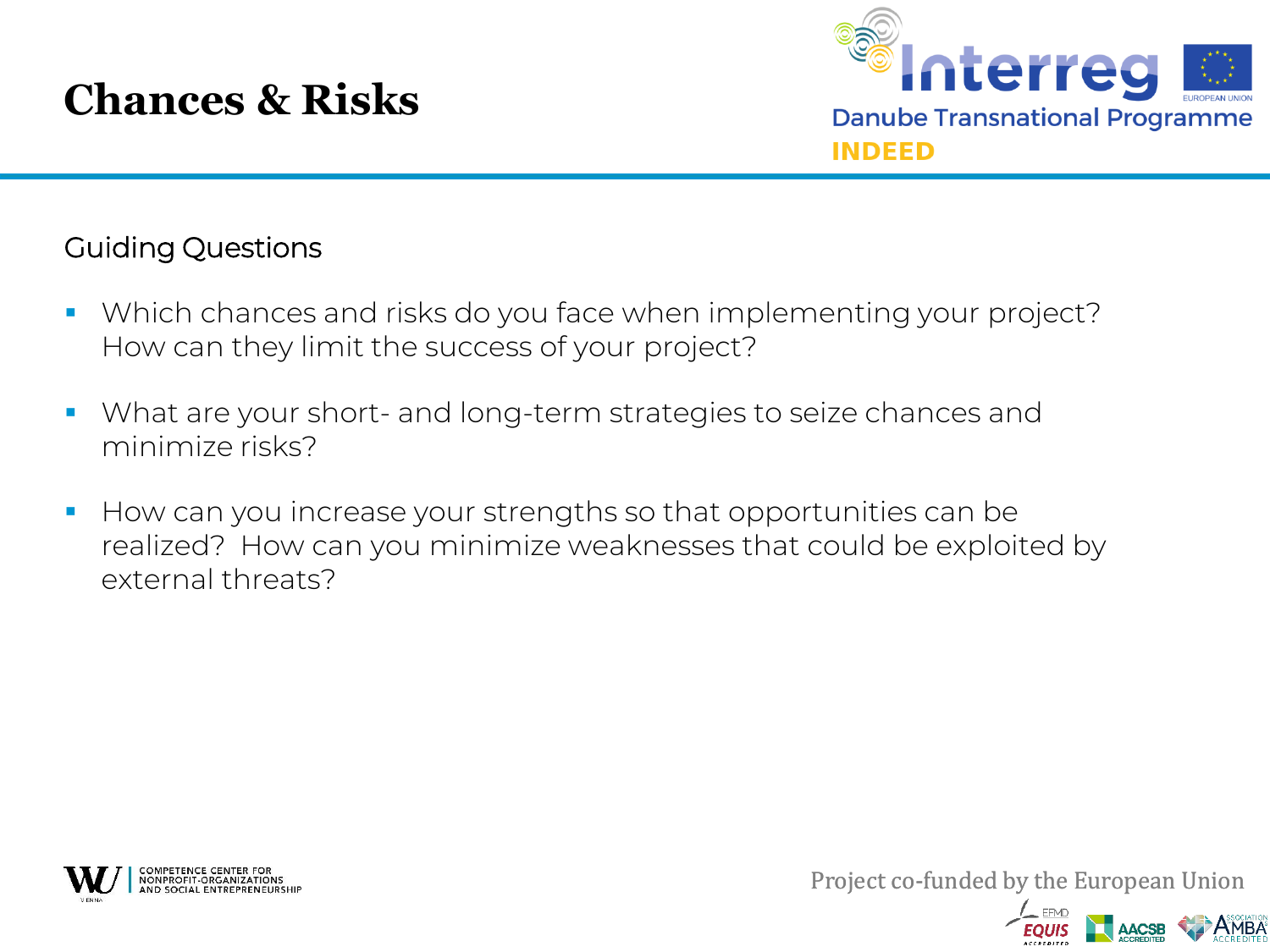# Chances & Risks

Guiding Questions

- Which chances and risks do you face when implementing your project? How can they limit the success of your project?
- What are your short- and long-term strategies to seize chances and minimize risks?
- How can you increase your strengths so that opportunities can be realized? How can you minimize weaknesses that could be exploited by external threats?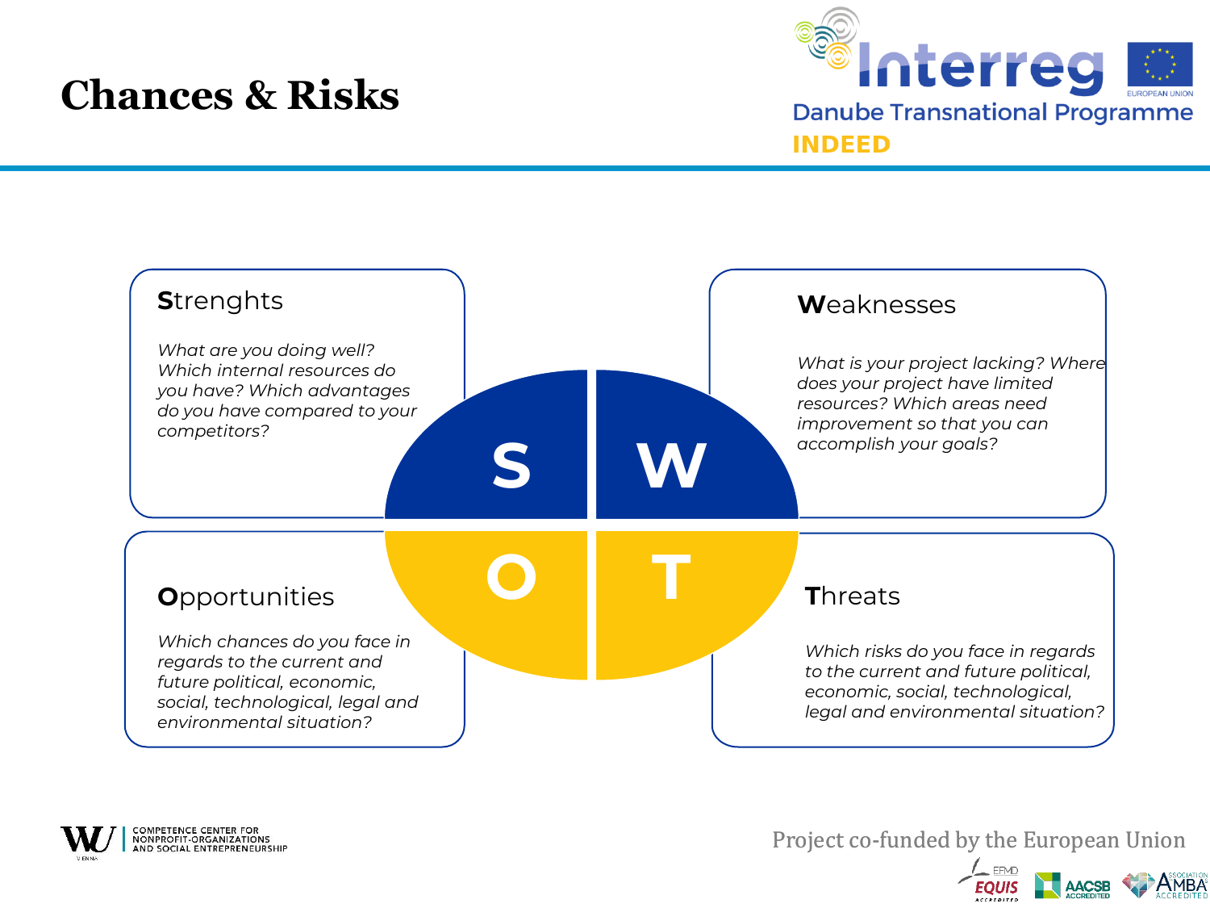# Chances & Risks

## Strenghts

*What are you doing well? Which internal resources do you have? Which advantages do you have compared to your competitors?*

## Weaknesses

*What is your project lacking? Where does your project have limited resources? Which areas need improvement so that you can accomplish your goals?*

## Opportunities

*Which chances do you face in regards to the current and future political, economic, social, technological, legal and environmental situation?*

## Threats

*Which risks do you face in regards to the current and future political, economic, social, technological, legal and environmental situation?*

Project co-funded by the European Union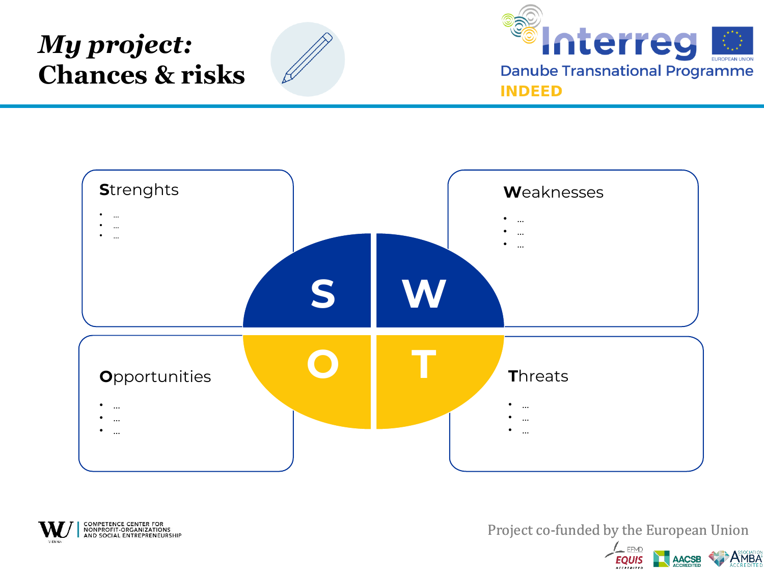# *My project:* Chances & risks

**Interreg** Danube Transnational Programme **INDEED**

### **S**trenghts

- …
- …
- …

### **W**eaknesses

- …
- …
- …

**S** **W**

**O** **T**

### **O**pportunities

- …
- …
- …

### **T**hreats

- …
- …
- …

COMPETENCE CENTER FOR NONPROFIT-ORGANIZATIONS AND SOCIAL ENTREPRENEURSHIP

Project co-funded by the European Union